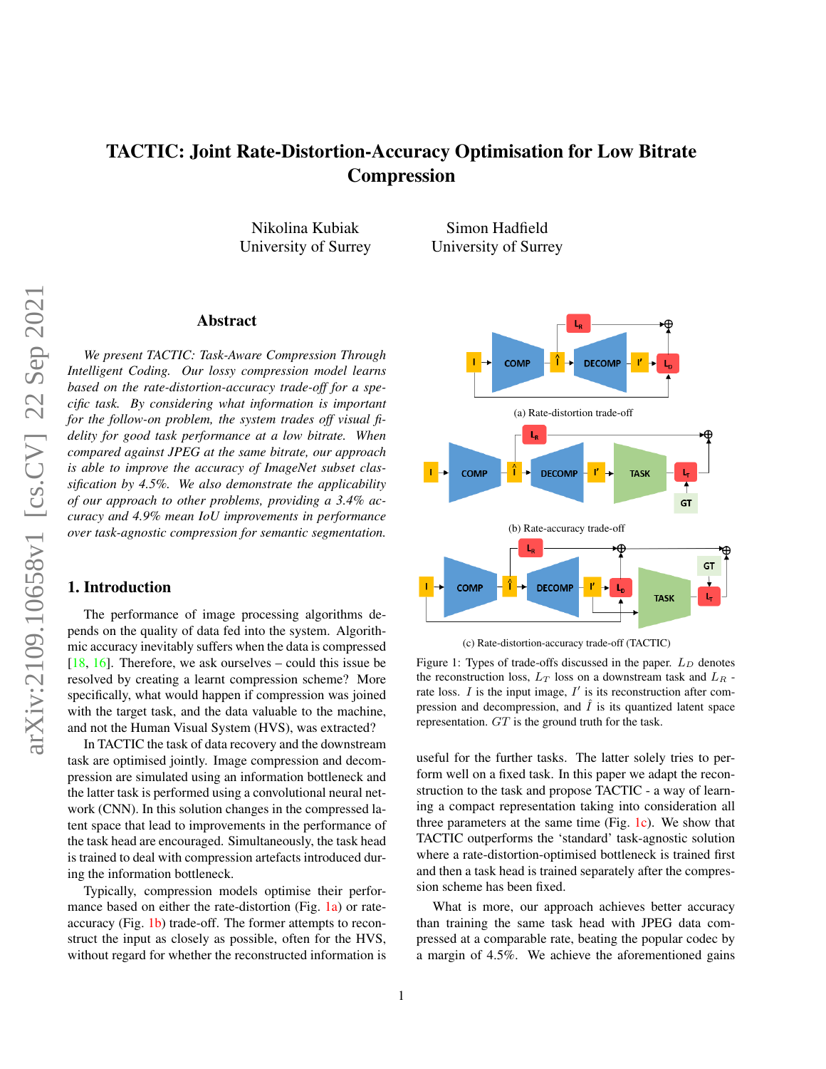# TACTIC: Joint Rate-Distortion-Accuracy Optimisation for Low Bitrate Compression

Nikolina Kubiak
University of Surrey

Simon Hadfield
University of Surrey

## Abstract

*We present TACTIC: Task-Aware Compression Through Intelligent Coding. Our lossy compression model learns based on the rate-distortion-accuracy trade-off for a specific task. By considering what information is important for the follow-on problem, the system trades off visual fidelity for good task performance at a low bitrate. When compared against JPEG at the same bitrate, our approach is able to improve the accuracy of ImageNet subset classification by 4.5%. We also demonstrate the applicability of our approach to other problems, providing a 3.4% accuracy and 4.9% mean IoU improvements in performance over task-agnostic compression for semantic segmentation.*

## 1. Introduction

The performance of image processing algorithms depends on the quality of data fed into the system. Algorithmic accuracy inevitably suffers when the data is compressed [18, 16]. Therefore, we ask ourselves – could this issue be resolved by creating a learnt compression scheme? More specifically, what would happen if compression was joined with the target task, and the data valuable to the machine, and not the Human Visual System (HVS), was extracted?

In TACTIC the task of data recovery and the downstream task are optimised jointly. Image compression and decompression are simulated using an information bottleneck and the latter task is performed using a convolutional neural network (CNN). In this solution changes in the compressed latent space that lead to improvements in the performance of the task head are encouraged. Simultaneously, the task head is trained to deal with compression artefacts introduced during the information bottleneck.

Typically, compression models optimise their performance based on either the rate-distortion (Fig. 1a) or rate-accuracy (Fig. 1b) trade-off. The former attempts to reconstruct the input as closely as possible, often for the HVS, without regard for whether the reconstructed information is useful for the further tasks. The latter solely tries to perform well on a fixed task. In this paper we adapt the reconstruction to the task and propose TACTIC - a way of learning a compact representation taking into consideration all three parameters at the same time (Fig. 1c). We show that TACTIC outperforms the 'standard' task-agnostic solution where a rate-distortion-optimised bottleneck is trained first and then a task head is trained separately after the compression scheme has been fixed.

(a) Rate-distortion trade-off

(b) Rate-accuracy trade-off

(c) Rate-distortion-accuracy trade-off (TACTIC)

Figure 1: Types of trade-offs discussed in the paper. $L_D$ denotes the reconstruction loss, $L_T$ loss on a downstream task and $L_R$ - rate loss. $I$ is the input image, $I'$ is its reconstruction after compression and decompression, and $\hat{I}$ is its quantized latent space representation. $GT$ is the ground truth for the task.

What is more, our approach achieves better accuracy than training the same task head with JPEG data compressed at a comparable rate, beating the popular codec by a margin of 4.5%. We achieve the aforementioned gains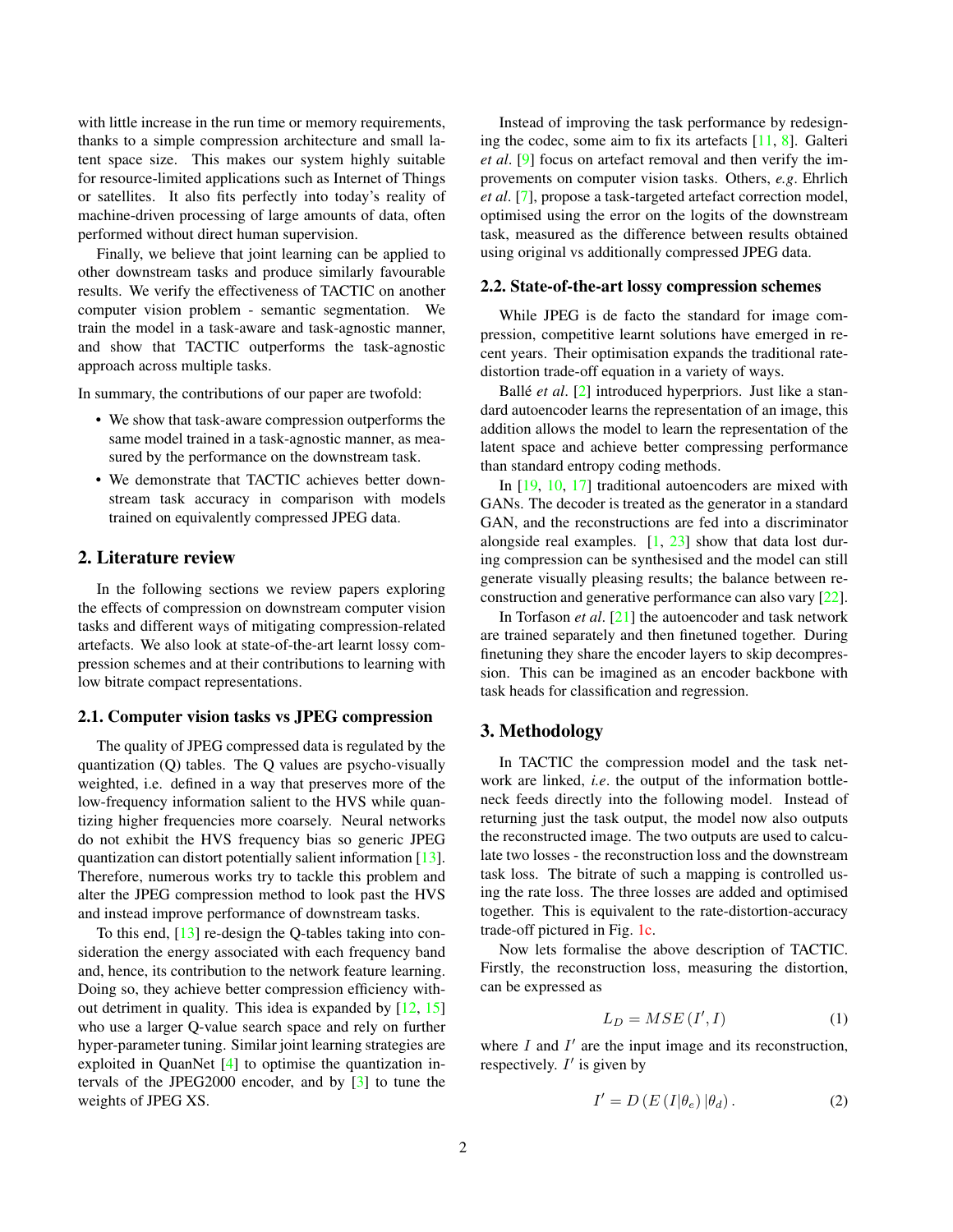with little increase in the run time or memory requirements, thanks to a simple compression architecture and small latent space size. This makes our system highly suitable for resource-limited applications such as Internet of Things or satellites. It also fits perfectly into today's reality of machine-driven processing of large amounts of data, often performed without direct human supervision.

Finally, we believe that joint learning can be applied to other downstream tasks and produce similarly favourable results. We verify the effectiveness of TACTIC on another computer vision problem - semantic segmentation. We train the model in a task-aware and task-agnostic manner, and show that TACTIC outperforms the task-agnostic approach across multiple tasks.

In summary, the contributions of our paper are twofold:

- We show that task-aware compression outperforms the same model trained in a task-agnostic manner, as measured by the performance on the downstream task.
- We demonstrate that TACTIC achieves better downstream task accuracy in comparison with models trained on equivalently compressed JPEG data.

## 2. Literature review

In the following sections we review papers exploring the effects of compression on downstream computer vision tasks and different ways of mitigating compression-related artefacts. We also look at state-of-the-art learnt lossy compression schemes and at their contributions to learning with low bitrate compact representations.

### 2.1. Computer vision tasks vs JPEG compression

The quality of JPEG compressed data is regulated by the quantization (Q) tables. The Q values are psycho-visually weighted, i.e. defined in a way that preserves more of the low-frequency information salient to the HVS while quantizing higher frequencies more coarsely. Neural networks do not exhibit the HVS frequency bias so generic JPEG quantization can distort potentially salient information [13]. Therefore, numerous works try to tackle this problem and alter the JPEG compression method to look past the HVS and instead improve performance of downstream tasks.

To this end, [13] re-design the Q-tables taking into consideration the energy associated with each frequency band and, hence, its contribution to the network feature learning. Doing so, they achieve better compression efficiency without detriment in quality. This idea is expanded by [12, 15] who use a larger Q-value search space and rely on further hyper-parameter tuning. Similar joint learning strategies are exploited in QuanNet [4] to optimise the quantization intervals of the JPEG2000 encoder, and by [3] to tune the weights of JPEG XS.

Instead of improving the task performance by redesigning the codec, some aim to fix its artefacts [11, 8]. Galteri *et al*. [9] focus on artefact removal and then verify the improvements on computer vision tasks. Others, *e.g*. Ehrlich *et al*. [7], propose a task-targeted artefact correction model, optimised using the error on the logits of the downstream task, measured as the difference between results obtained using original vs additionally compressed JPEG data.

### 2.2. State-of-the-art lossy compression schemes

While JPEG is de facto the standard for image compression, competitive learnt solutions have emerged in recent years. Their optimisation expands the traditional rate-distortion trade-off equation in a variety of ways.

Ballé *et al*. [2] introduced hyperpriors. Just like a standard autoencoder learns the representation of an image, this addition allows the model to learn the representation of the latent space and achieve better compressing performance than standard entropy coding methods.

In [19, 10, 17] traditional autoencoders are mixed with GANs. The decoder is treated as the generator in a standard GAN, and the reconstructions are fed into a discriminator alongside real examples. [1, 23] show that data lost during compression can be synthesised and the model can still generate visually pleasing results; the balance between reconstruction and generative performance can also vary [22].

In Torfason *et al*. [21] the autoencoder and task network are trained separately and then finetuned together. During finetuning they share the encoder layers to skip decompression. This can be imagined as an encoder backbone with task heads for classification and regression.

## 3. Methodology

In TACTIC the compression model and the task network are linked, *i.e*. the output of the information bottleneck feeds directly into the following model. Instead of returning just the task output, the model now also outputs the reconstructed image. The two outputs are used to calculate two losses - the reconstruction loss and the downstream task loss. The bitrate of such a mapping is controlled using the rate loss. The three losses are added and optimised together. This is equivalent to the rate-distortion-accuracy trade-off pictured in Fig. 1c.

Now lets formalise the above description of TACTIC. Firstly, the reconstruction loss, measuring the distortion, can be expressed as

$$L_D = MSE\left(I', I\right) \tag{1}$$

where $I$ and $I'$ are the input image and its reconstruction, respectively. $I'$ is given by

$$I' = D\left(E\left(I|\theta_e\right)|\theta_d\right). \tag{2}$$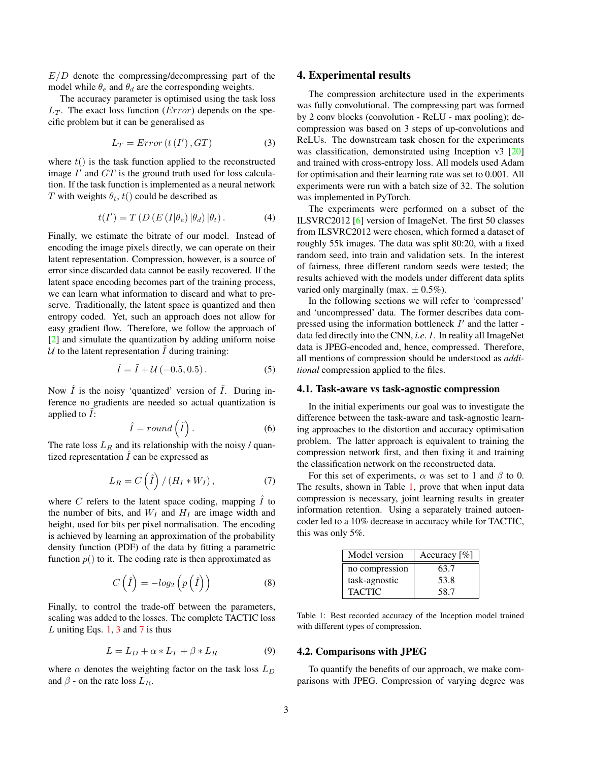$E/D$ denote the compressing/decompressing part of the model while $\theta_e$ and $\theta_d$ are the corresponding weights.

The accuracy parameter is optimised using the task loss $L_T$. The exact loss function ($Error$) depends on the specific problem but it can be generalised as

$$L_T = Error\left(t\left(I'\right), GT\right) \tag{3}$$

where $t()$ is the task function applied to the reconstructed image $I'$ and $GT$ is the ground truth used for loss calculation. If the task function is implemented as a neural network $T$ with weights $\theta_t$, $t()$ could be described as

$$t(I') = T\left(D\left(E\left(I|\theta_e\right)|\theta_d\right)|\theta_t\right). \tag{4}$$

Finally, we estimate the bitrate of our model. Instead of encoding the image pixels directly, we can operate on their latent representation. Compression, however, is a source of error since discarded data cannot be easily recovered. If the latent space encoding becomes part of the training process, we can learn what information to discard and what to preserve. Traditionally, the latent space is quantized and then entropy coded. Yet, such an approach does not allow for easy gradient flow. Therefore, we follow the approach of [2] and simulate the quantization by adding uniform noise $\mathcal{U}$ to the latent representation $\tilde{I}$ during training:

$$\hat{I} = \tilde{I} + \mathcal{U}\left(-0.5, 0.5\right). \tag{5}$$

Now $\hat{I}$ is the noisy 'quantized' version of $\tilde{I}$. During inference no gradients are needed so actual quantization is applied to $\tilde{I}$:

$$\hat{I} = round\left(\tilde{I}\right). \tag{6}$$

The rate loss $L_R$ and its relationship with the noisy / quantized representation $\hat{I}$ can be expressed as

$$L_R = C\left(\hat{I}\right) / \left(H_I * W_I\right), \tag{7}$$

where $C$ refers to the latent space coding, mapping $\hat{I}$ to the number of bits, and $W_I$ and $H_I$ are image width and height, used for bits per pixel normalisation. The encoding is achieved by learning an approximation of the probability density function (PDF) of the data by fitting a parametric function $p()$ to it. The coding rate is then approximated as

$$C\left(\hat{I}\right) = -log_2\left(p\left(\hat{I}\right)\right) \tag{8}$$

Finally, to control the trade-off between the parameters, scaling was added to the losses. The complete TACTIC loss $L$ uniting Eqs. 1, 3 and 7 is thus

$$L = L_D + \alpha * L_T + \beta * L_R \tag{9}$$

where $\alpha$ denotes the weighting factor on the task loss $L_D$ and $\beta$ - on the rate loss $L_R$.

## 4. Experimental results

The compression architecture used in the experiments was fully convolutional. The compressing part was formed by 2 conv blocks (convolution - ReLU - max pooling); decompression was based on 3 steps of up-convolutions and ReLUs. The downstream task chosen for the experiments was classification, demonstrated using Inception v3 [20] and trained with cross-entropy loss. All models used Adam for optimisation and their learning rate was set to 0.001. All experiments were run with a batch size of 32. The solution was implemented in PyTorch.

The experiments were performed on a subset of the ILSVRC2012 [6] version of ImageNet. The first 50 classes from ILSVRC2012 were chosen, which formed a dataset of roughly 55k images. The data was split 80:20, with a fixed random seed, into train and validation sets. In the interest of fairness, three different random seeds were tested; the results achieved with the models under different data splits varied only marginally (max. $\pm$ 0.5%).

In the following sections we will refer to 'compressed' and 'uncompressed' data. The former describes data compressed using the information bottleneck $I'$ and the latter - data fed directly into the CNN, *i.e.* $I$. In reality all ImageNet data is JPEG-encoded and, hence, compressed. Therefore, all mentions of compression should be understood as *additional* compression applied to the files.

### 4.1. Task-aware vs task-agnostic compression

In the initial experiments our goal was to investigate the difference between the task-aware and task-agnostic learning approaches to the distortion and accuracy optimisation problem. The latter approach is equivalent to training the compression network first, and then fixing it and training the classification network on the reconstructed data.

For this set of experiments, $\alpha$ was set to 1 and $\beta$ to 0. The results, shown in Table 1, prove that when input data compression is necessary, joint learning results in greater information retention. Using a separately trained autoencoder led to a 10% decrease in accuracy while for TACTIC, this was only 5%.

| Model version | Accuracy [%] |
|---|---|
| no compression | 63.7 |
| task-agnostic | 53.8 |
| TACTIC | 58.7 |

Table 1: Best recorded accuracy of the Inception model trained with different types of compression.

### 4.2. Comparisons with JPEG

To quantify the benefits of our approach, we make comparisons with JPEG. Compression of varying degree was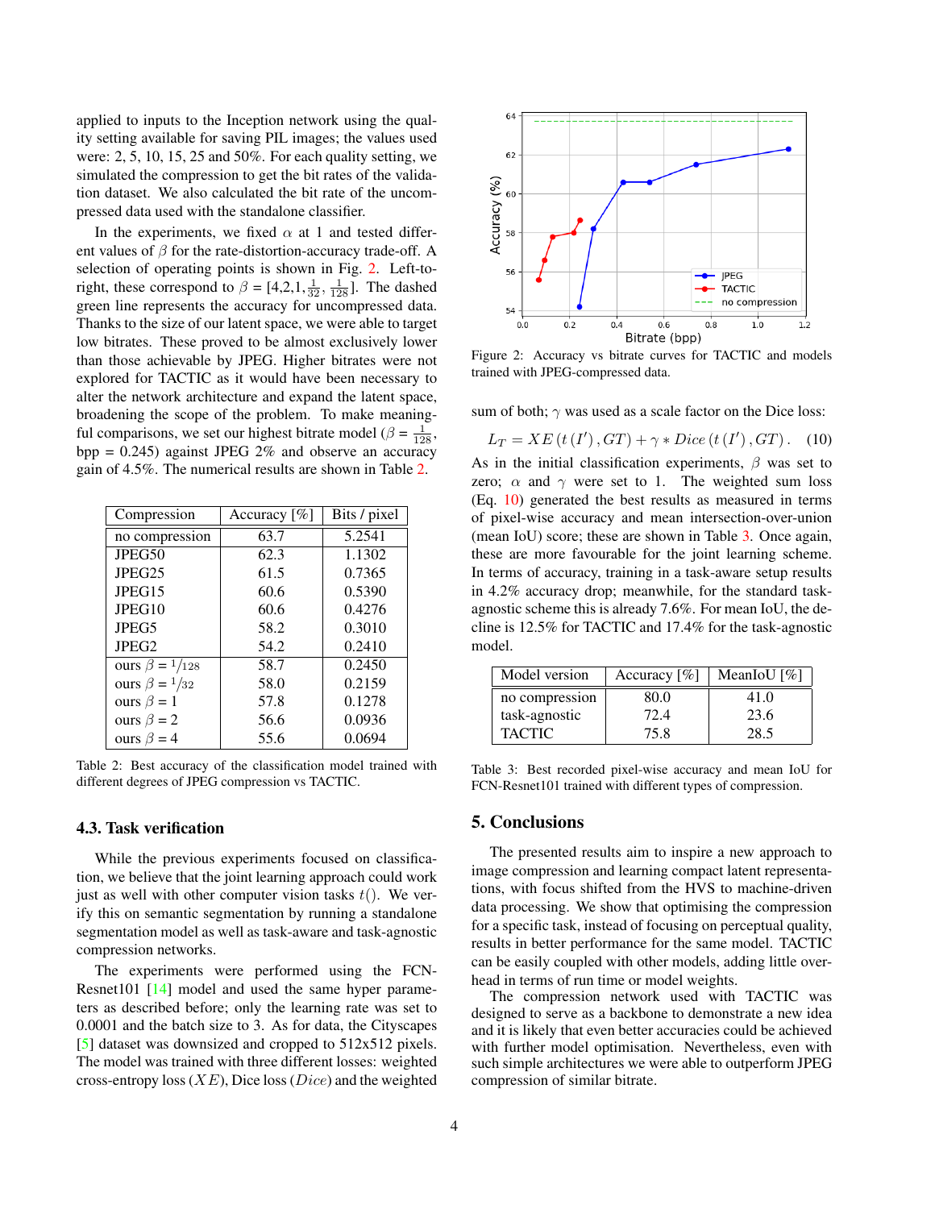applied to inputs to the Inception network using the quality setting available for saving PIL images; the values used were: 2, 5, 10, 15, 25 and 50%. For each quality setting, we simulated the compression to get the bit rates of the validation dataset. We also calculated the bit rate of the uncompressed data used with the standalone classifier.

In the experiments, we fixed $\alpha$ at 1 and tested different values of $\beta$ for the rate-distortion-accuracy trade-off. A selection of operating points is shown in Fig. 2. Left-to-right, these correspond to $\beta$ = [4,2,1,$\frac{1}{32}$, $\frac{1}{128}$]. The dashed green line represents the accuracy for uncompressed data. Thanks to the size of our latent space, we were able to target low bitrates. These proved to be almost exclusively lower than those achievable by JPEG. Higher bitrates were not explored for TACTIC as it would have been necessary to alter the network architecture and expand the latent space, broadening the scope of the problem. To make meaningful comparisons, we set our highest bitrate model ($\beta = \frac{1}{128}$, bpp = 0.245) against JPEG 2% and observe an accuracy gain of 4.5%. The numerical results are shown in Table 2.

| Compression | Accuracy [%] | Bits / pixel |
|---|---|---|
| no compression | 63.7 | 5.2541 |
| JPEG50 | 62.3 | 1.1302 |
| JPEG25 | 61.5 | 0.7365 |
| JPEG15 | 60.6 | 0.5390 |
| JPEG10 | 60.6 | 0.4276 |
| JPEG5 | 58.2 | 0.3010 |
| JPEG2 | 54.2 | 0.2410 |
| ours $\beta = {}^{1}/_{128}$ | 58.7 | 0.2450 |
| ours $\beta = {}^{1}/_{32}$ | 58.0 | 0.2159 |
| ours $\beta = 1$ | 57.8 | 0.1278 |
| ours $\beta = 2$ | 56.6 | 0.0936 |
| ours $\beta = 4$ | 55.6 | 0.0694 |

Table 2: Best accuracy of the classification model trained with different degrees of JPEG compression vs TACTIC.

### 4.3. Task verification

While the previous experiments focused on classification, we believe that the joint learning approach could work just as well with other computer vision tasks $t()$. We verify this on semantic segmentation by running a standalone segmentation model as well as task-aware and task-agnostic compression networks.

The experiments were performed using the FCN-Resnet101 [14] model and used the same hyper parameters as described before; only the learning rate was set to 0.0001 and the batch size to 3. As for data, the Cityscapes [5] dataset was downsized and cropped to 512x512 pixels. The model was trained with three different losses: weighted cross-entropy loss ($XE$), Dice loss ($Dice$) and the weighted sum of both; $\gamma$ was used as a scale factor on the Dice loss:

$$L_T = XE\left(t\left(I'\right), GT\right) + \gamma * Dice\left(t\left(I'\right), GT\right). \quad (10)$$

As in the initial classification experiments, $\beta$ was set to zero; $\alpha$ and $\gamma$ were set to 1. The weighted sum loss (Eq. 10) generated the best results as measured in terms of pixel-wise accuracy and mean intersection-over-union (mean IoU) score; these are shown in Table 3. Once again, these are more favourable for the joint learning scheme. In terms of accuracy, training in a task-aware setup results in 4.2% accuracy drop; meanwhile, for the standard task-agnostic scheme this is already 7.6%. For mean IoU, the decline is 12.5% for TACTIC and 17.4% for the task-agnostic model.

Figure 2: Accuracy vs bitrate curves for TACTIC and models trained with JPEG-compressed data.

| Model version | Accuracy [%] | MeanIoU [%] |
|---|---|---|
| no compression | 80.0 | 41.0 |
| task-agnostic | 72.4 | 23.6 |
| TACTIC | 75.8 | 28.5 |

Table 3: Best recorded pixel-wise accuracy and mean IoU for FCN-Resnet101 trained with different types of compression.

## 5. Conclusions

The presented results aim to inspire a new approach to image compression and learning compact latent representations, with focus shifted from the HVS to machine-driven data processing. We show that optimising the compression for a specific task, instead of focusing on perceptual quality, results in better performance for the same model. TACTIC can be easily coupled with other models, adding little overhead in terms of run time or model weights.

The compression network used with TACTIC was designed to serve as a backbone to demonstrate a new idea and it is likely that even better accuracies could be achieved with further model optimisation. Nevertheless, even with such simple architectures we were able to outperform JPEG compression of similar bitrate.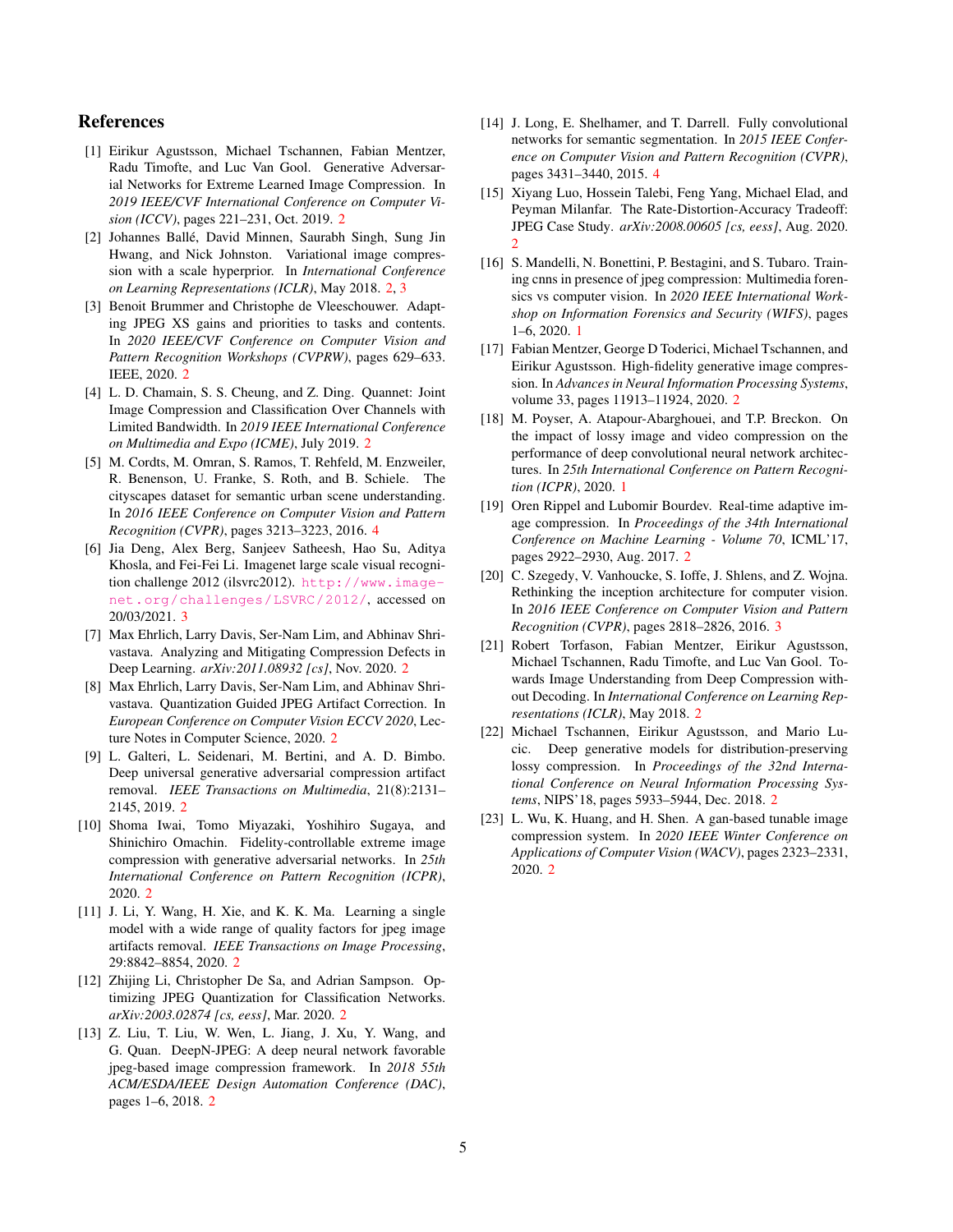## References

[1] Eirikur Agustsson, Michael Tschannen, Fabian Mentzer, Radu Timofte, and Luc Van Gool. Generative Adversarial Networks for Extreme Learned Image Compression. In *2019 IEEE/CVF International Conference on Computer Vision (ICCV)*, pages 221–231, Oct. 2019. 2

[2] Johannes Ballé, David Minnen, Saurabh Singh, Sung Jin Hwang, and Nick Johnston. Variational image compression with a scale hyperprior. In *International Conference on Learning Representations (ICLR)*, May 2018. 2, 3

[3] Benoit Brummer and Christophe de Vleeschouwer. Adapting JPEG XS gains and priorities to tasks and contents. In *2020 IEEE/CVF Conference on Computer Vision and Pattern Recognition Workshops (CVPRW)*, pages 629–633. IEEE, 2020. 2

[4] L. D. Chamain, S. S. Cheung, and Z. Ding. Quannet: Joint Image Compression and Classification Over Channels with Limited Bandwidth. In *2019 IEEE International Conference on Multimedia and Expo (ICME)*, July 2019. 2

[5] M. Cordts, M. Omran, S. Ramos, T. Rehfeld, M. Enzweiler, R. Benenson, U. Franke, S. Roth, and B. Schiele. The cityscapes dataset for semantic urban scene understanding. In *2016 IEEE Conference on Computer Vision and Pattern Recognition (CVPR)*, pages 3213–3223, 2016. 4

[6] Jia Deng, Alex Berg, Sanjeev Satheesh, Hao Su, Aditya Khosla, and Fei-Fei Li. Imagenet large scale visual recognition challenge 2012 (ilsvrc2012). http://www.image-net.org/challenges/LSVRC/2012/, accessed on 20/03/2021. 3

[7] Max Ehrlich, Larry Davis, Ser-Nam Lim, and Abhinav Shrivastava. Analyzing and Mitigating Compression Defects in Deep Learning. *arXiv:2011.08932 [cs]*, Nov. 2020. 2

[8] Max Ehrlich, Larry Davis, Ser-Nam Lim, and Abhinav Shrivastava. Quantization Guided JPEG Artifact Correction. In *European Conference on Computer Vision ECCV 2020*, Lecture Notes in Computer Science, 2020. 2

[9] L. Galteri, L. Seidenari, M. Bertini, and A. D. Bimbo. Deep universal generative adversarial compression artifact removal. *IEEE Transactions on Multimedia*, 21(8):2131–2145, 2019. 2

[10] Shoma Iwai, Tomo Miyazaki, Yoshihiro Sugaya, and Shinichiro Omachin. Fidelity-controllable extreme image compression with generative adversarial networks. In *25th International Conference on Pattern Recognition (ICPR)*, 2020. 2

[11] J. Li, Y. Wang, H. Xie, and K. K. Ma. Learning a single model with a wide range of quality factors for jpeg image artifacts removal. *IEEE Transactions on Image Processing*, 29:8842–8854, 2020. 2

[12] Zhijing Li, Christopher De Sa, and Adrian Sampson. Optimizing JPEG Quantization for Classification Networks. *arXiv:2003.02874 [cs, eess]*, Mar. 2020. 2

[13] Z. Liu, T. Liu, W. Wen, L. Jiang, J. Xu, Y. Wang, and G. Quan. DeepN-JPEG: A deep neural network favorable jpeg-based image compression framework. In *2018 55th ACM/ESDA/IEEE Design Automation Conference (DAC)*, pages 1–6, 2018. 2

[14] J. Long, E. Shelhamer, and T. Darrell. Fully convolutional networks for semantic segmentation. In *2015 IEEE Conference on Computer Vision and Pattern Recognition (CVPR)*, pages 3431–3440, 2015. 4

[15] Xiyang Luo, Hossein Talebi, Feng Yang, Michael Elad, and Peyman Milanfar. The Rate-Distortion-Accuracy Tradeoff: JPEG Case Study. *arXiv:2008.00605 [cs, eess]*, Aug. 2020. 2

[16] S. Mandelli, N. Bonettini, P. Bestagini, and S. Tubaro. Training cnns in presence of jpeg compression: Multimedia forensics vs computer vision. In *2020 IEEE International Workshop on Information Forensics and Security (WIFS)*, pages 1–6, 2020. 1

[17] Fabian Mentzer, George D Toderici, Michael Tschannen, and Eirikur Agustsson. High-fidelity generative image compression. In *Advances in Neural Information Processing Systems*, volume 33, pages 11913–11924, 2020. 2

[18] M. Poyser, A. Atapour-Abarghouei, and T.P. Breckon. On the impact of lossy image and video compression on the performance of deep convolutional neural network architectures. In *25th International Conference on Pattern Recognition (ICPR)*, 2020. 1

[19] Oren Rippel and Lubomir Bourdev. Real-time adaptive image compression. In *Proceedings of the 34th International Conference on Machine Learning - Volume 70*, ICML'17, pages 2922–2930, Aug. 2017. 2

[20] C. Szegedy, V. Vanhoucke, S. Ioffe, J. Shlens, and Z. Wojna. Rethinking the inception architecture for computer vision. In *2016 IEEE Conference on Computer Vision and Pattern Recognition (CVPR)*, pages 2818–2826, 2016. 3

[21] Robert Torfason, Fabian Mentzer, Eirikur Agustsson, Michael Tschannen, Radu Timofte, and Luc Van Gool. Towards Image Understanding from Deep Compression without Decoding. In *International Conference on Learning Representations (ICLR)*, May 2018. 2

[22] Michael Tschannen, Eirikur Agustsson, and Mario Lucic. Deep generative models for distribution-preserving lossy compression. In *Proceedings of the 32nd International Conference on Neural Information Processing Systems*, NIPS'18, pages 5933–5944, Dec. 2018. 2

[23] L. Wu, K. Huang, and H. Shen. A gan-based tunable image compression system. In *2020 IEEE Winter Conference on Applications of Computer Vision (WACV)*, pages 2323–2331, 2020. 2